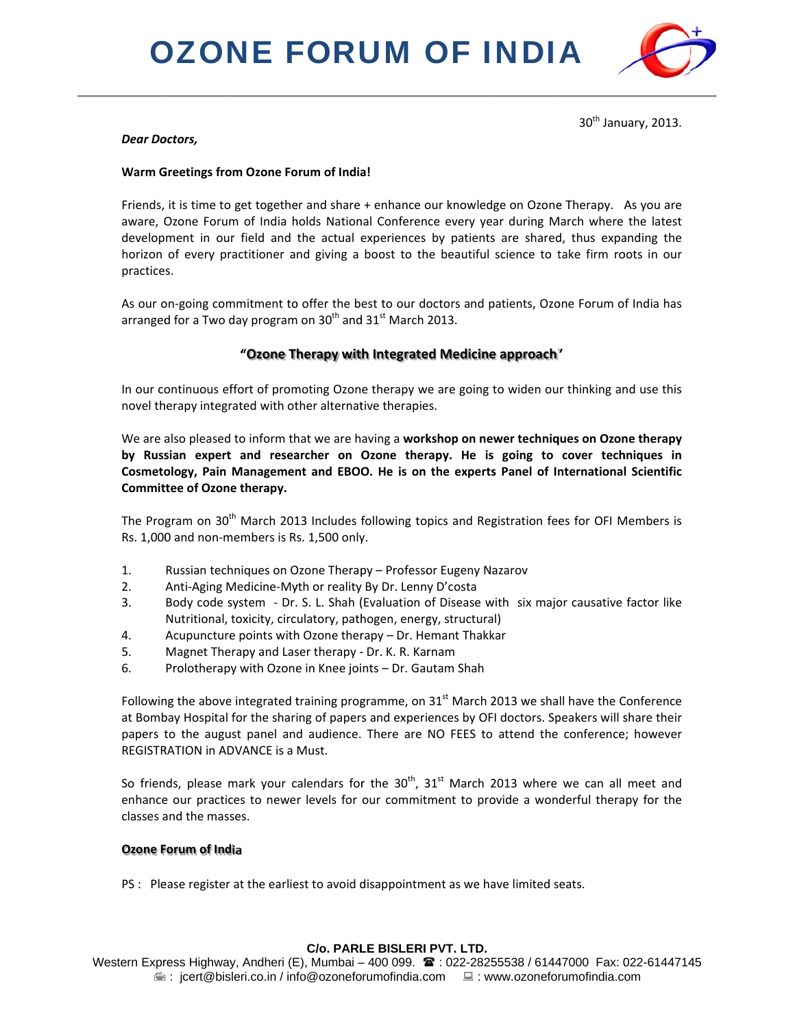# OZONE FORUM OF INDIA

30th January, 2013.

***Dear Doctors,***

**Warm Greetings from Ozone Forum of India!**

Friends, it is time to get together and share + enhance our knowledge on Ozone Therapy. As you are aware, Ozone Forum of India holds National Conference every year during March where the latest development in our field and the actual experiences by patients are shared, thus expanding the horizon of every practitioner and giving a boost to the beautiful science to take firm roots in our practices.

As our on-going commitment to offer the best to our doctors and patients, Ozone Forum of India has arranged for a Two day program on 30th and 31st March 2013.

**"Ozone Therapy with Integrated Medicine approach'**

In our continuous effort of promoting Ozone therapy we are going to widen our thinking and use this novel therapy integrated with other alternative therapies.

We are also pleased to inform that we are having a **workshop on newer techniques on Ozone therapy by Russian expert and researcher on Ozone therapy. He is going to cover techniques in Cosmetology, Pain Management and EBOO. He is on the experts Panel of International Scientific Committee of Ozone therapy.**

The Program on 30th March 2013 Includes following topics and Registration fees for OFI Members is Rs. 1,000 and non-members is Rs. 1,500 only.

1. Russian techniques on Ozone Therapy – Professor Eugeny Nazarov
2. Anti-Aging Medicine-Myth or reality By Dr. Lenny D'costa
3. Body code system - Dr. S. L. Shah (Evaluation of Disease with six major causative factor like Nutritional, toxicity, circulatory, pathogen, energy, structural)
4. Acupuncture points with Ozone therapy – Dr. Hemant Thakkar
5. Magnet Therapy and Laser therapy - Dr. K. R. Karnam
6. Prolotherapy with Ozone in Knee joints – Dr. Gautam Shah

Following the above integrated training programme, on 31st March 2013 we shall have the Conference at Bombay Hospital for the sharing of papers and experiences by OFI doctors. Speakers will share their papers to the august panel and audience. There are NO FEES to attend the conference; however REGISTRATION in ADVANCE is a Must.

So friends, please mark your calendars for the 30th, 31st March 2013 where we can all meet and enhance our practices to newer levels for our commitment to provide a wonderful therapy for the classes and the masses.

**Ozone Forum of India**

PS : Please register at the earliest to avoid disappointment as we have limited seats.

**C/o. PARLE BISLERI PVT. LTD.**
Western Express Highway, Andheri (E), Mumbai – 400 099. ☎ : 022-28255538 / 61447000 Fax: 022-61447145
: jcert@bisleri.co.in / info@ozoneforumofindia.com : www.ozoneforumofindia.com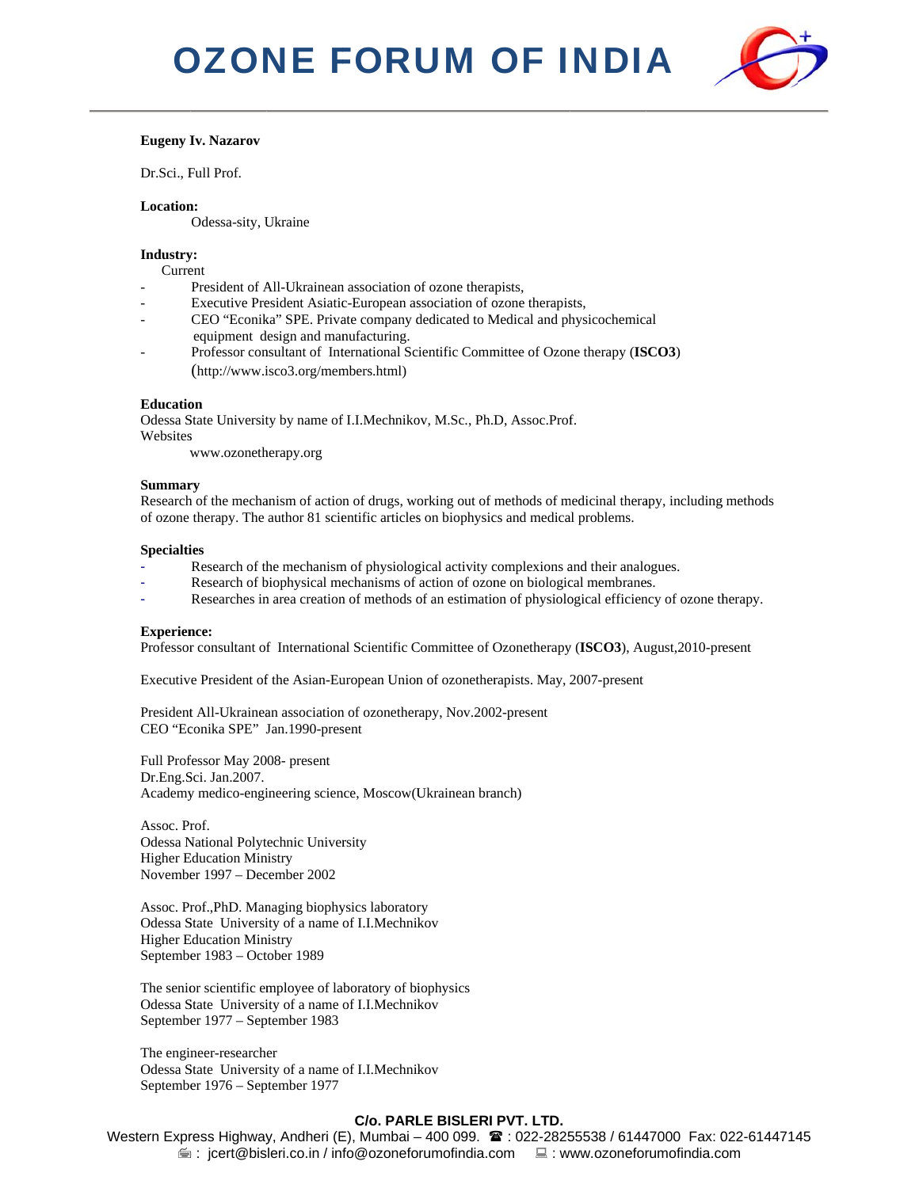**Eugeny Iv. Nazarov**

Dr.Sci., Full Prof.

**Location:**

Odessa-sity, Ukraine

**Industry:**

Current

- President of All-Ukrainean association of ozone therapists,
- Executive President Asiatic-European association of ozone therapists,
- CEO "Econika" SPE. Private company dedicated to Medical and physicochemical equipment design and manufacturing.
- Professor consultant of International Scientific Committee of Ozone therapy (**ISCO3**) (http://www.isco3.org/members.html)

**Education**

Odessa State University by name of I.I.Mechnikov, M.Sc., Ph.D, Assoc.Prof.

Websites

www.ozonetherapy.org

**Summary**

Research of the mechanism of action of drugs, working out of methods of medicinal therapy, including methods of ozone therapy. The author 81 scientific articles on biophysics and medical problems.

**Specialties**

- Research of the mechanism of physiological activity complexions and their analogues.
- Research of biophysical mechanisms of action of ozone on biological membranes.
- Researches in area creation of methods of an estimation of physiological efficiency of ozone therapy.

**Experience:**

Professor consultant of International Scientific Committee of Ozonetherapy (**ISCO3**), August,2010-present

Executive President of the Asian-European Union of ozonetherapists. May, 2007-present

President All-Ukrainean association of ozonetherapy, Nov.2002-present
CEO "Econika SPE" Jan.1990-present

Full Professor May 2008- present
Dr.Eng.Sci. Jan.2007.
Academy medico-engineering science, Moscow(Ukrainean branch)

Assoc. Prof.
Odessa National Polytechnic University
Higher Education Ministry
November 1997 – December 2002

Assoc. Prof.,PhD. Managing biophysics laboratory
Odessa State University of a name of I.I.Mechnikov
Higher Education Ministry
September 1983 – October 1989

The senior scientific employee of laboratory of biophysics
Odessa State University of a name of I.I.Mechnikov
September 1977 – September 1983

The engineer-researcher
Odessa State University of a name of I.I.Mechnikov
September 1976 – September 1977